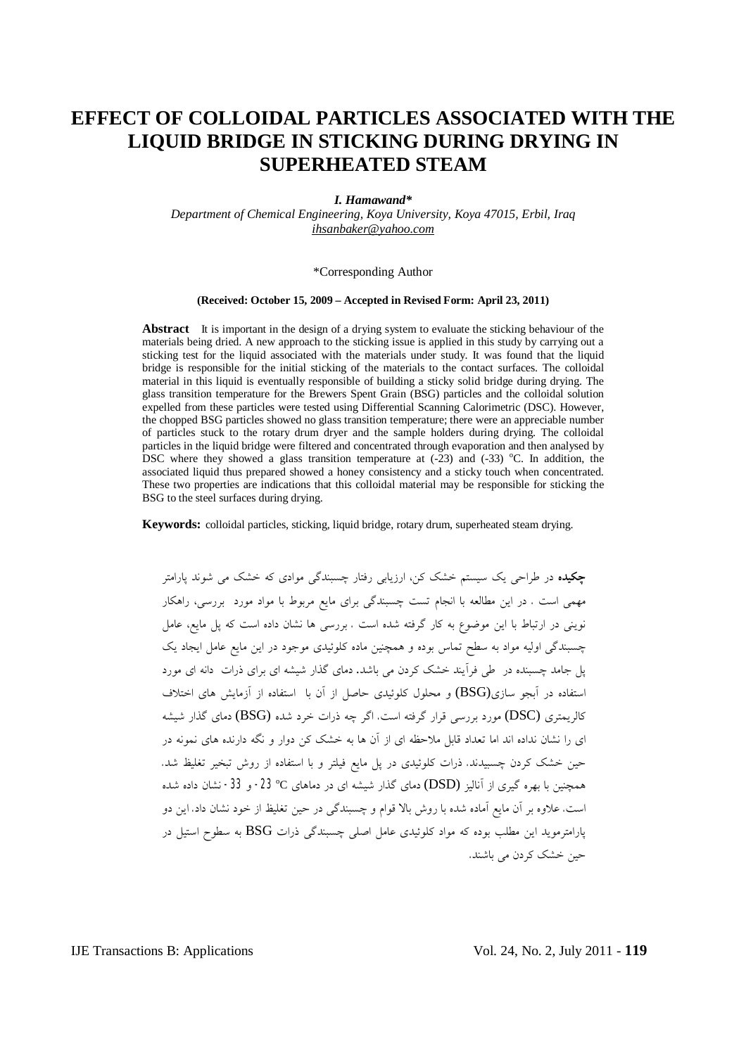# EFFECT OF COLLOIDAL PARTICLES ASSOCIATED WITH THE LIQUID BRIDGE IN STICKING DURING DRYING IN SUPERHEATED STEAM

***I. Hamawand****

*Department of Chemical Engineering, Koya University, Koya 47015, Erbil, Iraq*
*ihsanbaker@yahoo.com*

*Corresponding Author

**(Received: October 15, 2009 – Accepted in Revised Form: April 23, 2011)**

**Abstract** It is important in the design of a drying system to evaluate the sticking behaviour of the materials being dried. A new approach to the sticking issue is applied in this study by carrying out a sticking test for the liquid associated with the materials under study. It was found that the liquid bridge is responsible for the initial sticking of the materials to the contact surfaces. The colloidal material in this liquid is eventually responsible of building a sticky solid bridge during drying. The glass transition temperature for the Brewers Spent Grain (BSG) particles and the colloidal solution expelled from these particles were tested using Differential Scanning Calorimetric (DSC). However, the chopped BSG particles showed no glass transition temperature; there were an appreciable number of particles stuck to the rotary drum dryer and the sample holders during drying. The colloidal particles in the liquid bridge were filtered and concentrated through evaporation and then analysed by DSC where they showed a glass transition temperature at (-23) and (-33) °C. In addition, the associated liquid thus prepared showed a honey consistency and a sticky touch when concentrated. These two properties are indications that this colloidal material may be responsible for sticking the BSG to the steel surfaces during drying.

**Keywords:** colloidal particles, sticking, liquid bridge, rotary drum, superheated steam drying.

**چکیده** در طراحی یک سیستم خشک کن، ارزیابی رفتار چسبندگی موادی که خشک می شوند پارامتر مهمی است . در این مطالعه با انجام تست چسبندگی برای مایع مربوط با مواد مورد بررسی، راهکار نوینی در ارتباط با این موضوع به کار گرفته شده است . بررسی ها نشان داده است که پل مایع، عامل چسبندگی اولیه مواد به سطح تماس بوده و همچنین ماده کلوئیدی موجود در این مایع عامل ایجاد یک پل جامد چسبنده در طی فرآیند خشک کردن می باشد. دمای گذار شیشه ای برای ذرات دانه ای مورد استفاده در آبجو سازی(BSG) و محلول کلوئیدی حاصل از آن با استفاده از آزمایش های اختلاف کالریمتری (DSC) مورد بررسی قرار گرفته است. اگر چه ذرات خرد شده (BSG) دمای گذار شیشه ای را نشان نداده اند اما تعداد قابل ملاحظه ای از آن ها به خشک کن دوار و نگه دارنده های نمونه در حین خشک کردن چسبیدند. ذرات کلوئیدی در پل مایع فیلتر و با استفاده از روش تبخیر تغلیظ شد. همچنین با بهره گیری از آنالیز (DSD) دمای گذار شیشه ای در دماهای 23- °C و 33- نشان داده شده است. علاوه بر آن مایع آماده شده با روش بالا قوام و چسبندگی در حین تغلیظ از خود نشان داد. این دو پارامترموید این مطلب بوده که مواد کلوئیدی عامل اصلی چسبندگی ذرات BSG به سطوح استیل در حین خشک کردن می باشند.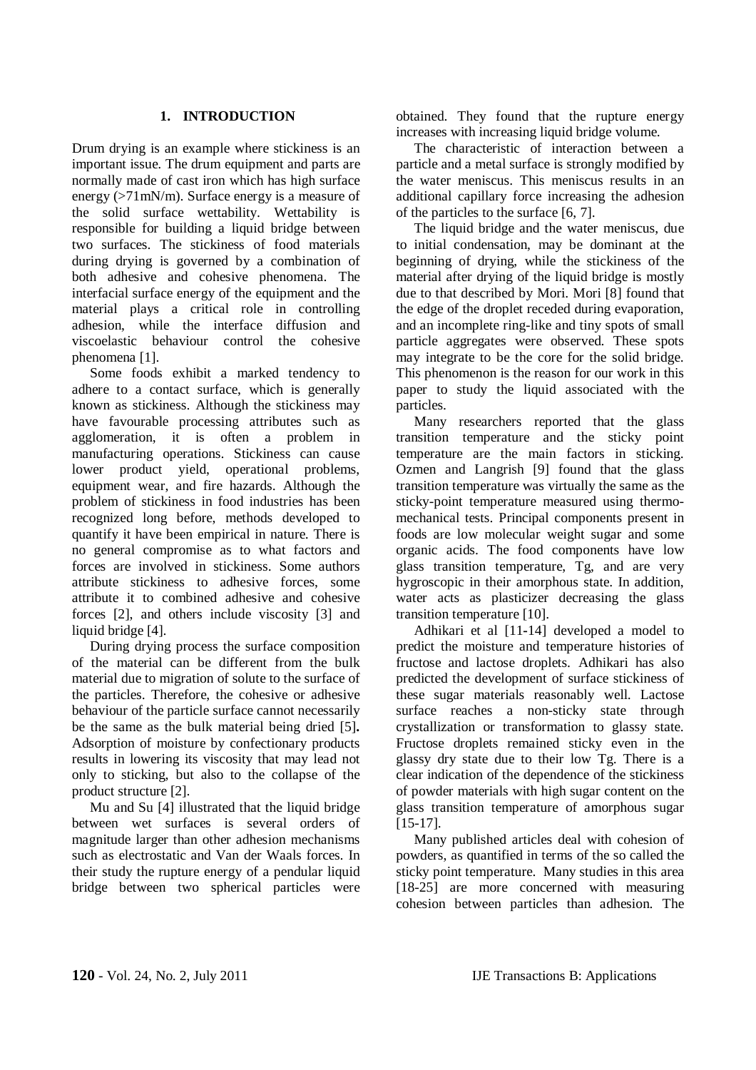## 1. INTRODUCTION

Drum drying is an example where stickiness is an important issue. The drum equipment and parts are normally made of cast iron which has high surface energy (>71mN/m). Surface energy is a measure of the solid surface wettability. Wettability is responsible for building a liquid bridge between two surfaces. The stickiness of food materials during drying is governed by a combination of both adhesive and cohesive phenomena. The interfacial surface energy of the equipment and the material plays a critical role in controlling adhesion, while the interface diffusion and viscoelastic behaviour control the cohesive phenomena [1].

Some foods exhibit a marked tendency to adhere to a contact surface, which is generally known as stickiness. Although the stickiness may have favourable processing attributes such as agglomeration, it is often a problem in manufacturing operations. Stickiness can cause lower product yield, operational problems, equipment wear, and fire hazards. Although the problem of stickiness in food industries has been recognized long before, methods developed to quantify it have been empirical in nature. There is no general compromise as to what factors and forces are involved in stickiness. Some authors attribute stickiness to adhesive forces, some attribute it to combined adhesive and cohesive forces [2], and others include viscosity [3] and liquid bridge [4].

During drying process the surface composition of the material can be different from the bulk material due to migration of solute to the surface of the particles. Therefore, the cohesive or adhesive behaviour of the particle surface cannot necessarily be the same as the bulk material being dried [5]**.** Adsorption of moisture by confectionary products results in lowering its viscosity that may lead not only to sticking, but also to the collapse of the product structure [2].

Mu and Su [4] illustrated that the liquid bridge between wet surfaces is several orders of magnitude larger than other adhesion mechanisms such as electrostatic and Van der Waals forces. In their study the rupture energy of a pendular liquid bridge between two spherical particles were obtained. They found that the rupture energy increases with increasing liquid bridge volume.

The characteristic of interaction between a particle and a metal surface is strongly modified by the water meniscus. This meniscus results in an additional capillary force increasing the adhesion of the particles to the surface [6, 7].

The liquid bridge and the water meniscus, due to initial condensation, may be dominant at the beginning of drying, while the stickiness of the material after drying of the liquid bridge is mostly due to that described by Mori. Mori [8] found that the edge of the droplet receded during evaporation, and an incomplete ring-like and tiny spots of small particle aggregates were observed. These spots may integrate to be the core for the solid bridge. This phenomenon is the reason for our work in this paper to study the liquid associated with the particles.

Many researchers reported that the glass transition temperature and the sticky point temperature are the main factors in sticking. Ozmen and Langrish [9] found that the glass transition temperature was virtually the same as the sticky-point temperature measured using thermo-mechanical tests. Principal components present in foods are low molecular weight sugar and some organic acids. The food components have low glass transition temperature, Tg, and are very hygroscopic in their amorphous state. In addition, water acts as plasticizer decreasing the glass transition temperature [10].

Adhikari et al [11-14] developed a model to predict the moisture and temperature histories of fructose and lactose droplets. Adhikari has also predicted the development of surface stickiness of these sugar materials reasonably well. Lactose surface reaches a non-sticky state through crystallization or transformation to glassy state. Fructose droplets remained sticky even in the glassy dry state due to their low Tg. There is a clear indication of the dependence of the stickiness of powder materials with high sugar content on the glass transition temperature of amorphous sugar [15-17].

Many published articles deal with cohesion of powders, as quantified in terms of the so called the sticky point temperature. Many studies in this area [18-25] are more concerned with measuring cohesion between particles than adhesion. The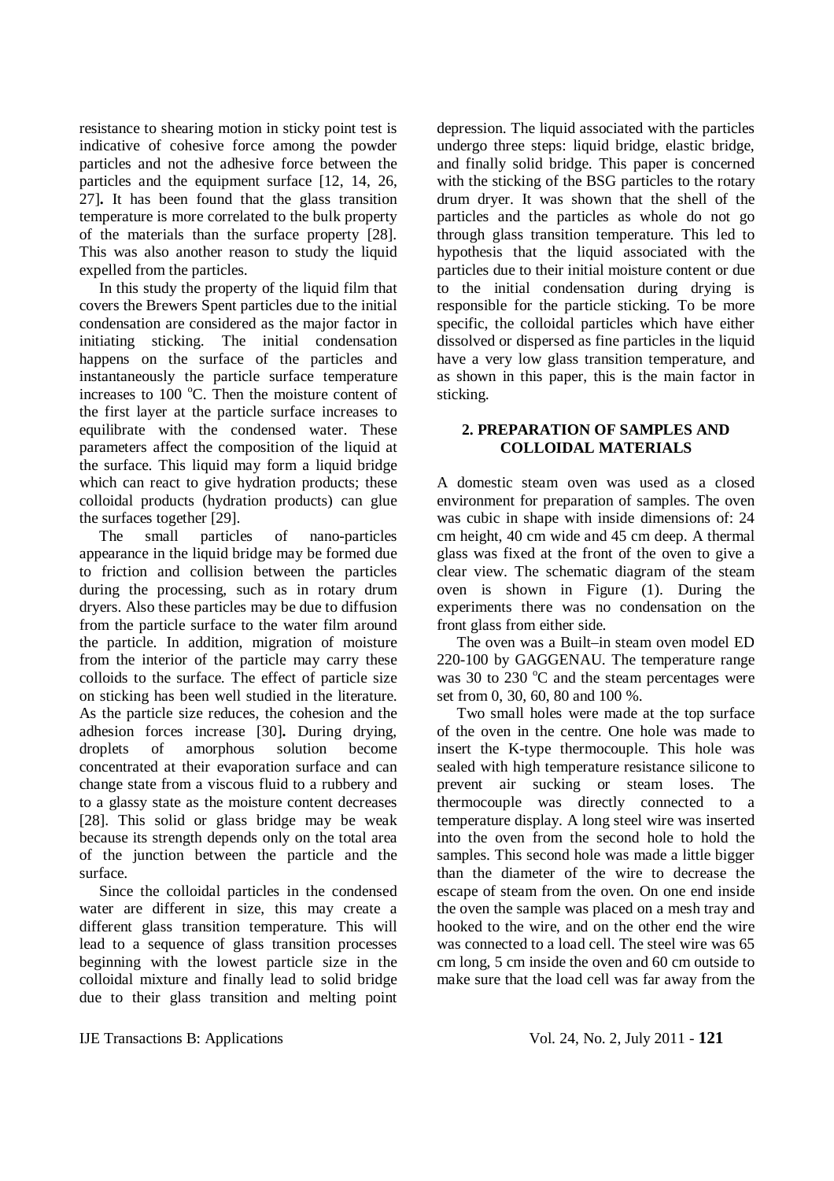resistance to shearing motion in sticky point test is indicative of cohesive force among the powder particles and not the adhesive force between the particles and the equipment surface [12, 14, 26, 27]**.** It has been found that the glass transition temperature is more correlated to the bulk property of the materials than the surface property [28]. This was also another reason to study the liquid expelled from the particles.

In this study the property of the liquid film that covers the Brewers Spent particles due to the initial condensation are considered as the major factor in initiating sticking. The initial condensation happens on the surface of the particles and instantaneously the particle surface temperature increases to 100 $^{o}$C. Then the moisture content of the first layer at the particle surface increases to equilibrate with the condensed water. These parameters affect the composition of the liquid at the surface. This liquid may form a liquid bridge which can react to give hydration products; these colloidal products (hydration products) can glue the surfaces together [29].

The small particles of nano-particles appearance in the liquid bridge may be formed due to friction and collision between the particles during the processing, such as in rotary drum dryers. Also these particles may be due to diffusion from the particle surface to the water film around the particle. In addition, migration of moisture from the interior of the particle may carry these colloids to the surface. The effect of particle size on sticking has been well studied in the literature. As the particle size reduces, the cohesion and the adhesion forces increase [30]**.** During drying, droplets of amorphous solution become concentrated at their evaporation surface and can change state from a viscous fluid to a rubbery and to a glassy state as the moisture content decreases [28]. This solid or glass bridge may be weak because its strength depends only on the total area of the junction between the particle and the surface.

Since the colloidal particles in the condensed water are different in size, this may create a different glass transition temperature. This will lead to a sequence of glass transition processes beginning with the lowest particle size in the colloidal mixture and finally lead to solid bridge due to their glass transition and melting point depression. The liquid associated with the particles undergo three steps: liquid bridge, elastic bridge, and finally solid bridge. This paper is concerned with the sticking of the BSG particles to the rotary drum dryer. It was shown that the shell of the particles and the particles as whole do not go through glass transition temperature. This led to hypothesis that the liquid associated with the particles due to their initial moisture content or due to the initial condensation during drying is responsible for the particle sticking. To be more specific, the colloidal particles which have either dissolved or dispersed as fine particles in the liquid have a very low glass transition temperature, and as shown in this paper, this is the main factor in sticking.

## 2. PREPARATION OF SAMPLES AND COLLOIDAL MATERIALS

A domestic steam oven was used as a closed environment for preparation of samples. The oven was cubic in shape with inside dimensions of: 24 cm height, 40 cm wide and 45 cm deep. A thermal glass was fixed at the front of the oven to give a clear view. The schematic diagram of the steam oven is shown in Figure (1). During the experiments there was no condensation on the front glass from either side.

The oven was a Built–in steam oven model ED 220-100 by GAGGENAU. The temperature range was 30 to 230 $^{o}$C and the steam percentages were set from 0, 30, 60, 80 and 100 %.

Two small holes were made at the top surface of the oven in the centre. One hole was made to insert the K-type thermocouple. This hole was sealed with high temperature resistance silicone to prevent air sucking or steam loses. The thermocouple was directly connected to a temperature display. A long steel wire was inserted into the oven from the second hole to hold the samples. This second hole was made a little bigger than the diameter of the wire to decrease the escape of steam from the oven. On one end inside the oven the sample was placed on a mesh tray and hooked to the wire, and on the other end the wire was connected to a load cell. The steel wire was 65 cm long, 5 cm inside the oven and 60 cm outside to make sure that the load cell was far away from the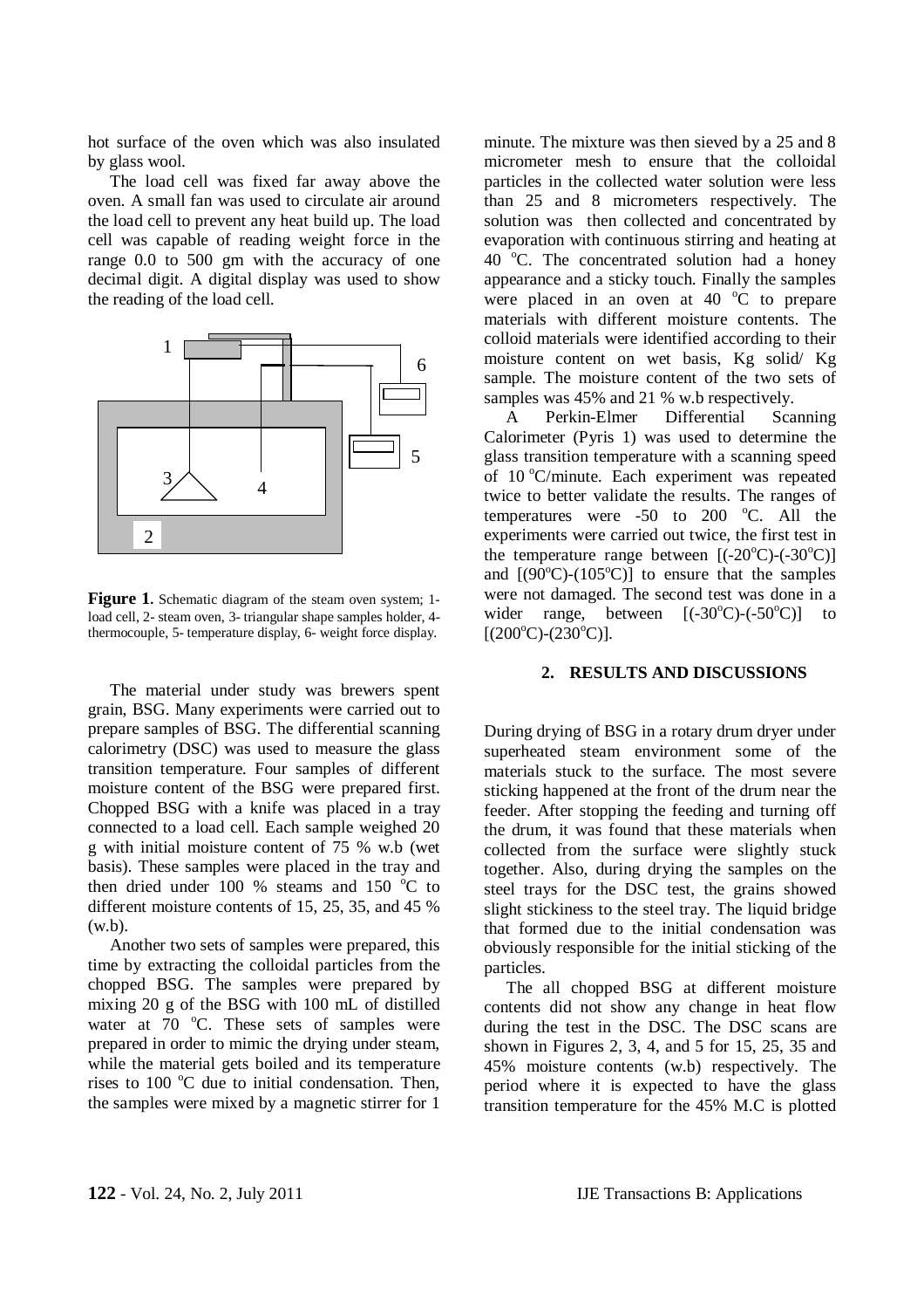hot surface of the oven which was also insulated by glass wool.

The load cell was fixed far away above the oven. A small fan was used to circulate air around the load cell to prevent any heat build up. The load cell was capable of reading weight force in the range 0.0 to 500 gm with the accuracy of one decimal digit. A digital display was used to show the reading of the load cell.

**Figure 1.** Schematic diagram of the steam oven system; 1- load cell, 2- steam oven, 3- triangular shape samples holder, 4- thermocouple, 5- temperature display, 6- weight force display.

The material under study was brewers spent grain, BSG. Many experiments were carried out to prepare samples of BSG. The differential scanning calorimetry (DSC) was used to measure the glass transition temperature. Four samples of different moisture content of the BSG were prepared first. Chopped BSG with a knife was placed in a tray connected to a load cell. Each sample weighed 20 g with initial moisture content of 75 % w.b (wet basis). These samples were placed in the tray and then dried under 100 % steams and 150 $^{o}$C to different moisture contents of 15, 25, 35, and 45 % (w.b).

Another two sets of samples were prepared, this time by extracting the colloidal particles from the chopped BSG. The samples were prepared by mixing 20 g of the BSG with 100 mL of distilled water at 70 $^{o}$C. These sets of samples were prepared in order to mimic the drying under steam, while the material gets boiled and its temperature rises to 100 $^{o}$C due to initial condensation. Then, the samples were mixed by a magnetic stirrer for 1 minute. The mixture was then sieved by a 25 and 8 micrometer mesh to ensure that the colloidal particles in the collected water solution were less than 25 and 8 micrometers respectively. The solution was then collected and concentrated by evaporation with continuous stirring and heating at 40 $^{o}$C. The concentrated solution had a honey appearance and a sticky touch. Finally the samples were placed in an oven at 40 $^{o}$C to prepare materials with different moisture contents. The colloid materials were identified according to their moisture content on wet basis, Kg solid/ Kg sample. The moisture content of the two sets of samples was 45% and 21 % w.b respectively.

A Perkin-Elmer Differential Scanning Calorimeter (Pyris 1) was used to determine the glass transition temperature with a scanning speed of 10 $^{o}$C/minute. Each experiment was repeated twice to better validate the results. The ranges of temperatures were -50 to 200 $^{o}$C. All the experiments were carried out twice, the first test in the temperature range between [(-20$^{o}$C)-(-30$^{o}$C)] and [(90$^{o}$C)-(105$^{o}$C)] to ensure that the samples were not damaged. The second test was done in a wider range, between [(-30$^{o}$C)-(-50$^{o}$C)] to [(200$^{o}$C)-(230$^{o}$C)].

## 2. RESULTS AND DISCUSSIONS

During drying of BSG in a rotary drum dryer under superheated steam environment some of the materials stuck to the surface. The most severe sticking happened at the front of the drum near the feeder. After stopping the feeding and turning off the drum, it was found that these materials when collected from the surface were slightly stuck together. Also, during drying the samples on the steel trays for the DSC test, the grains showed slight stickiness to the steel tray. The liquid bridge that formed due to the initial condensation was obviously responsible for the initial sticking of the particles.

The all chopped BSG at different moisture contents did not show any change in heat flow during the test in the DSC. The DSC scans are shown in Figures 2, 3, 4, and 5 for 15, 25, 35 and 45% moisture contents (w.b) respectively. The period where it is expected to have the glass transition temperature for the 45% M.C is plotted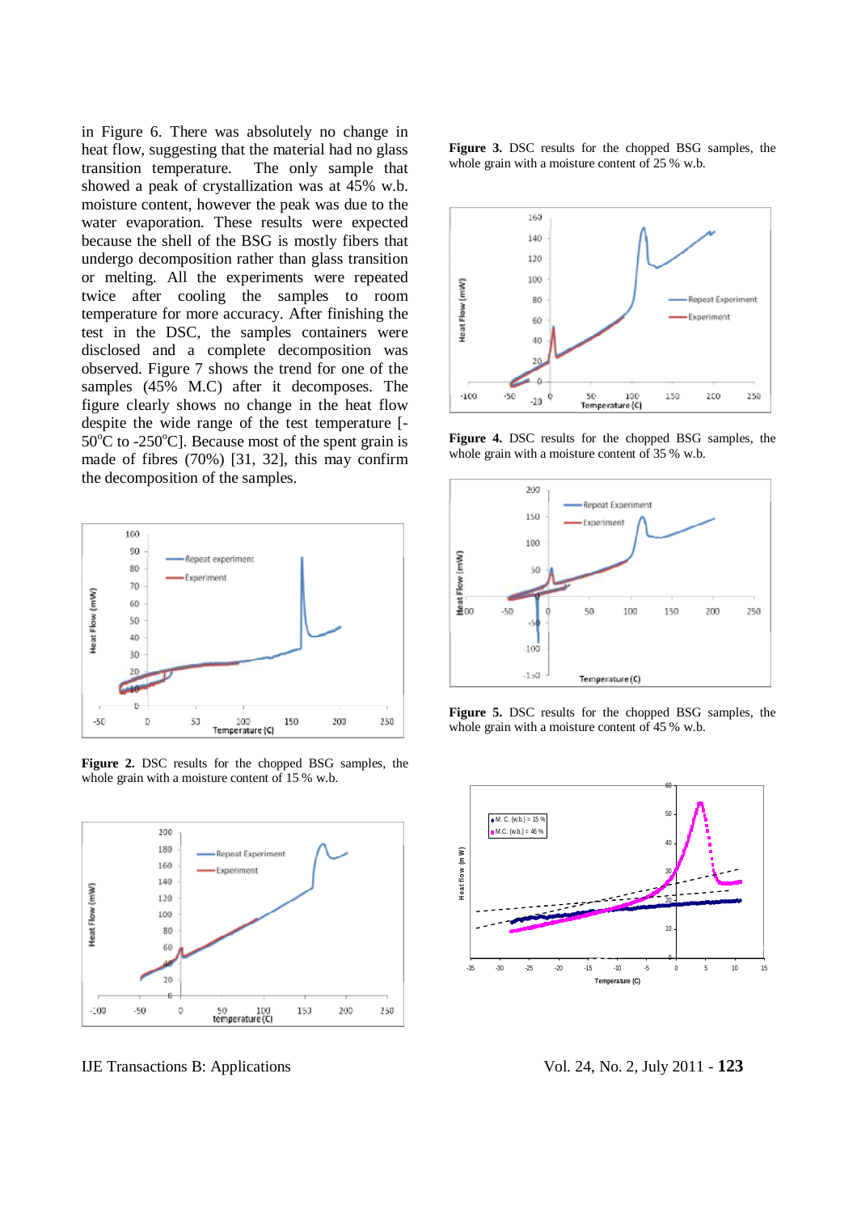in Figure 6. There was absolutely no change in heat flow, suggesting that the material had no glass transition temperature. The only sample that showed a peak of crystallization was at 45% w.b. moisture content, however the peak was due to the water evaporation. These results were expected because the shell of the BSG is mostly fibers that undergo decomposition rather than glass transition or melting. All the experiments were repeated twice after cooling the samples to room temperature for more accuracy. After finishing the test in the DSC, the samples containers were disclosed and a complete decomposition was observed. Figure 7 shows the trend for one of the samples (45% M.C) after it decomposes. The figure clearly shows no change in the heat flow despite the wide range of the test temperature [-50°C to -250°C]. Because most of the spent grain is made of fibres (70%) [31, 32], this may confirm the decomposition of the samples.

**Figure 2.** DSC results for the chopped BSG samples, the whole grain with a moisture content of 15 % w.b.

**Figure 3.** DSC results for the chopped BSG samples, the whole grain with a moisture content of 25 % w.b.

**Figure 4.** DSC results for the chopped BSG samples, the whole grain with a moisture content of 35 % w.b.

**Figure 5.** DSC results for the chopped BSG samples, the whole grain with a moisture content of 45 % w.b.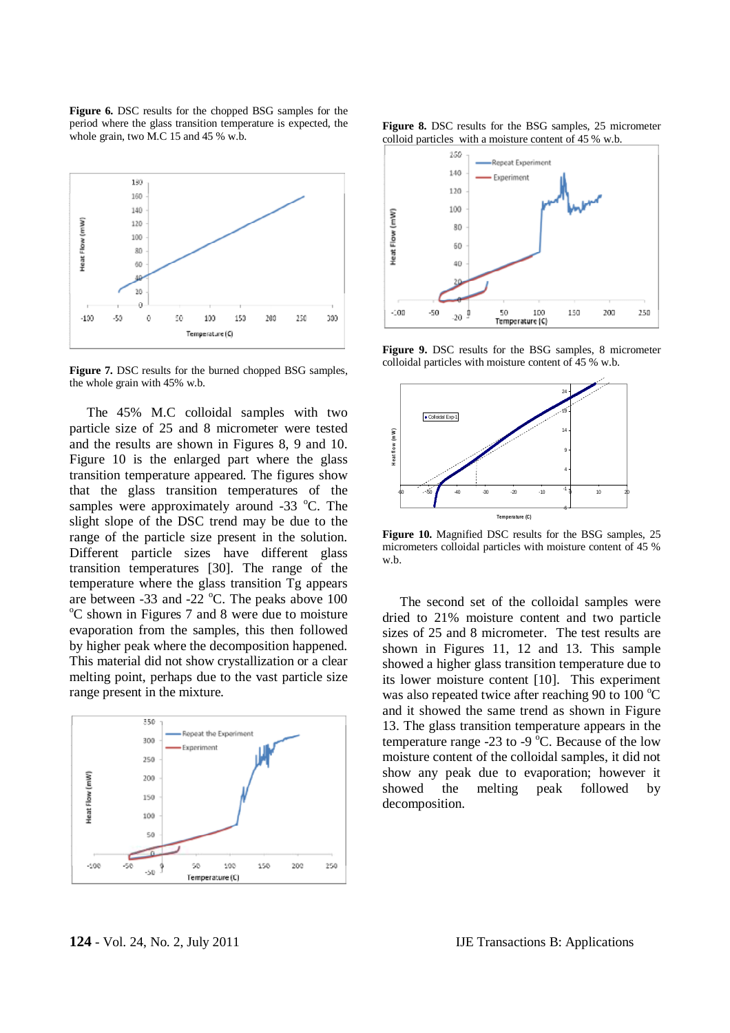**Figure 6.** DSC results for the chopped BSG samples for the period where the glass transition temperature is expected, the whole grain, two M.C 15 and 45 % w.b.

**Figure 7.** DSC results for the burned chopped BSG samples, the whole grain with 45% w.b.

The 45% M.C colloidal samples with two particle size of 25 and 8 micrometer were tested and the results are shown in Figures 8, 9 and 10. Figure 10 is the enlarged part where the glass transition temperature appeared. The figures show that the glass transition temperatures of the samples were approximately around -33 °C. The slight slope of the DSC trend may be due to the range of the particle size present in the solution. Different particle sizes have different glass transition temperatures [30]. The range of the temperature where the glass transition Tg appears are between -33 and -22 °C. The peaks above 100 °C shown in Figures 7 and 8 were due to moisture evaporation from the samples, this then followed by higher peak where the decomposition happened. This material did not show crystallization or a clear melting point, perhaps due to the vast particle size range present in the mixture.

**Figure 8.** DSC results for the BSG samples, 25 micrometer colloid particles with a moisture content of 45 % w.b.

**Figure 9.** DSC results for the BSG samples, 8 micrometer colloidal particles with moisture content of 45 % w.b.

**Figure 10.** Magnified DSC results for the BSG samples, 25 micrometers colloidal particles with moisture content of 45 % w.b.

The second set of the colloidal samples were dried to 21% moisture content and two particle sizes of 25 and 8 micrometer. The test results are shown in Figures 11, 12 and 13. This sample showed a higher glass transition temperature due to its lower moisture content [10]. This experiment was also repeated twice after reaching 90 to 100 °C and it showed the same trend as shown in Figure 13. The glass transition temperature appears in the temperature range -23 to -9 °C. Because of the low moisture content of the colloidal samples, it did not show any peak due to evaporation; however it showed the melting peak followed by decomposition.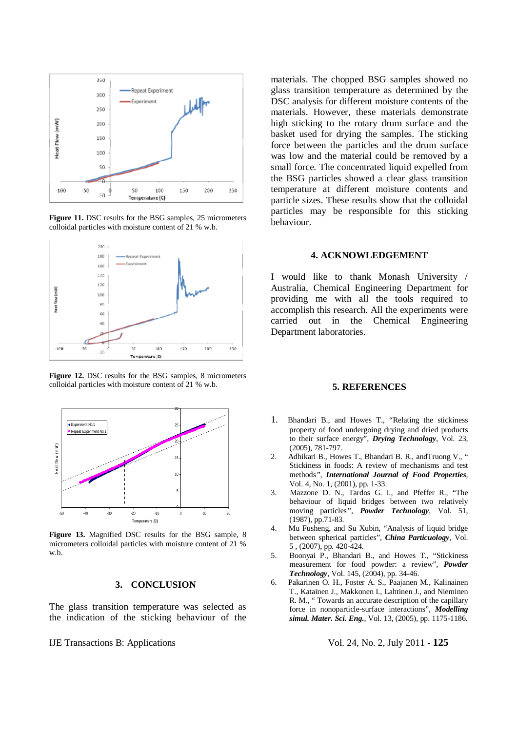Figure 11. DSC results for the BSG samples, 25 micrometers colloidal particles with moisture content of 21 % w.b.

Figure 12. DSC results for the BSG samples, 8 micrometers colloidal particles with moisture content of 21 % w.b.

Figure 13. Magnified DSC results for the BSG sample, 8 micrometers colloidal particles with moisture content of 21 % w.b.

## 3. CONCLUSION

The glass transition temperature was selected as the indication of the sticking behaviour of the materials. The chopped BSG samples showed no glass transition temperature as determined by the DSC analysis for different moisture contents of the materials. However, these materials demonstrate high sticking to the rotary drum surface and the basket used for drying the samples. The sticking force between the particles and the drum surface was low and the material could be removed by a small force. The concentrated liquid expelled from the BSG particles showed a clear glass transition temperature at different moisture contents and particle sizes. These results show that the colloidal particles may be responsible for this sticking behaviour.

## 4. ACKNOWLEDGEMENT

I would like to thank Monash University / Australia, Chemical Engineering Department for providing me with all the tools required to accomplish this research. All the experiments were carried out in the Chemical Engineering Department laboratories.

## 5. REFERENCES

1. Bhandari B., and Howes T., "Relating the stickiness property of food undergoing drying and dried products to their surface energy", ***Drying Technology***, Vol. 23, (2005), 781-797.
2. Adhikari B., Howes T., Bhandari B. R., andTruong V., " Stickiness in foods: A review of mechanisms and test methods", ***International Journal of Food Properties***, Vol. 4, No. 1, (2001), pp. 1-33.
3. Mazzone D. N., Tardos G. I., and Pfeffer R., "The behaviour of liquid bridges between two relatively moving particles", ***Powder Technology***, Vol. 51, (1987), pp.71-83.
4. Mu Fusheng, and Su Xubin, "Analysis of liquid bridge between spherical particles", ***China Particuology***, Vol. 5 , (2007), pp. 420-424.
5. Boonyai P., Bhandari B., and Howes T., "Stickiness measurement for food powder: a review", ***Powder Technology***, Vol. 145, (2004), pp. 34-46.
6. Pakarinen O. H., Foster A. S., Paajanen M., Kalinainen T., Katainen J., Makkonen I., Lahtinen J., and Nieminen R. M., " Towards an accurate description of the capillary force in nonoparticle-surface interactions", ***Modelling simul. Mater. Sci. Eng.***, Vol. 13, (2005), pp. 1175-1186.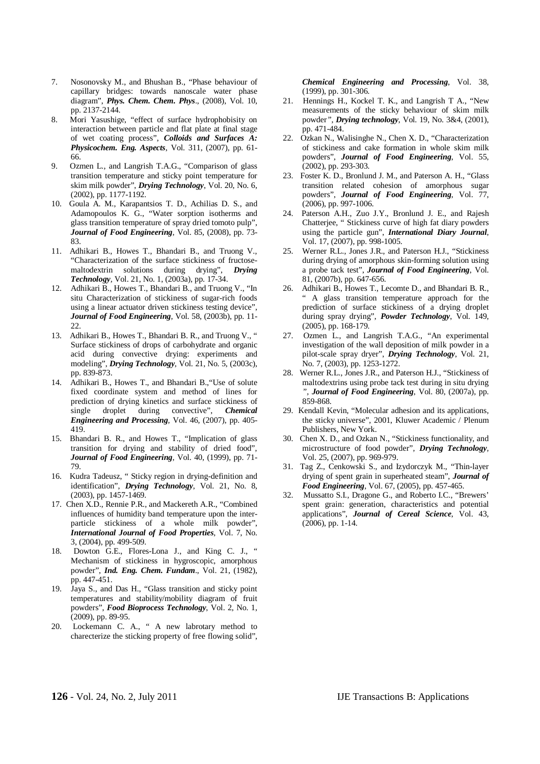7. Nosonovsky M., and Bhushan B., "Phase behaviour of capillary bridges: towards nanoscale water phase diagram", ***Phys. Chem. Chem. Phys***., (2008), Vol. 10, pp. 2137-2144.
8. Mori Yasushige, "effect of surface hydrophobisity on interaction between particle and flat plate at final stage of wet coating process", ***Colloids and Surfaces A: Physicochem. Eng. Aspects***, Vol. 311, (2007), pp. 61-66.
9. Ozmen L., and Langrish T.A.G., "Comparison of glass transition temperature and sticky point temperature for skim milk powder", ***Drying Technology***, Vol. 20, No. 6, (2002), pp. 1177-1192.
10. Goula A. M., Karapantsios T. D., Achilias D. S., and Adamopoulos K. G., "Water sorption isotherms and glass transition temperature of spray dried tomoto pulp", ***Journal of Food Engineering***, Vol. 85, (2008), pp. 73-83.
11. Adhikari B., Howes T., Bhandari B., and Truong V., "Characterization of the surface stickiness of fructose-maltodextrin solutions during drying", ***Drying Technology***, Vol. 21, No. 1, (2003a), pp. 17-34.
12. Adhikari B., Howes T., Bhandari B., and Truong V., "In situ Characterization of stickiness of sugar-rich foods using a linear actuator driven stickiness testing device", ***Journal of Food Engineering***, Vol. 58, (2003b), pp. 11-22.
13. Adhikari B., Howes T., Bhandari B. R., and Truong V., " Surface stickiness of drops of carbohydrate and organic acid during convective drying: experiments and modeling", ***Drying Technology***, Vol. 21, No. 5, (2003c), pp. 839-873.
14. Adhikari B., Howes T., and Bhandari B.,"Use of solute fixed coordinate system and method of lines for prediction of drying kinetics and surface stickiness of single droplet during convective", ***Chemical Engineering and Processing***, Vol. 46, (2007), pp. 405-419.
15. Bhandari B. R., and Howes T., "Implication of glass transition for drying and stability of dried food", ***Journal of Food Engineering***, Vol. 40, (1999), pp. 71-79.
16. Kudra Tadeusz, " Sticky region in drying-definition and identification", ***Drying Technology***, Vol. 21, No. 8, (2003), pp. 1457-1469.
17. Chen X.D., Rennie P.R., and Mackereth A.R., "Combined influences of humidity band temperature upon the inter-particle stickiness of a whole milk powder", ***International Journal of Food Properties***, Vol. 7, No. 3, (2004), pp. 499-509.
18. Dowton G.E., Flores-Lona J., and King C. J., " Mechanism of stickiness in hygroscopic, amorphous powder", ***Ind. Eng. Chem. Fundam***., Vol. 21, (1982), pp. 447-451.
19. Jaya S., and Das H., "Glass transition and sticky point temperatures and stability/mobility diagram of fruit powders", ***Food Bioprocess Technology***, Vol. 2, No. 1, (2009), pp. 89-95.
20. Lockemann C. A., " A new labrotary method to charecterize the sticking property of free flowing solid", ***Chemical Engineering and Processing***, Vol. 38, (1999), pp. 301-306.
21. Hennings H., Kockel T. K., and Langrish T A., "New measurements of the sticky behaviour of skim milk powder", ***Drying technology***, Vol. 19, No. 3&4, (2001), pp. 471-484.
22. Ozkan N., Walisinghe N., Chen X. D., "Characterization of stickiness and cake formation in whole skim milk powders", ***Journal of Food Engineering***, Vol. 55, (2002), pp. 293-303.
23. Foster K. D., Bronlund J. M., and Paterson A. H., "Glass transition related cohesion of amorphous sugar powders", ***Journal of Food Engineering***, Vol. 77, (2006), pp. 997-1006.
24. Paterson A.H., Zuo J.Y., Bronlund J. E., and Rajesh Chatterjee, " Stickiness curve of high fat diary powders using the particle gun", ***International Diary Journal***, Vol. 17, (2007), pp. 998-1005.
25. Werner R.L., Jones J.R., and Paterson H.J., "Stickiness during drying of amorphous skin-forming solution using a probe tack test", ***Journal of Food Engineering***, Vol. 81, (2007b), pp. 647-656.
26. Adhikari B., Howes T., Lecomte D., and Bhandari B. R., " A glass transition temperature approach for the prediction of surface stickiness of a drying droplet during spray drying", ***Powder Technology***, Vol. 149, (2005), pp. 168-179.
27. Ozmen L., and Langrish T.A.G., "An experimental investigation of the wall deposition of milk powder in a pilot-scale spray dryer", ***Drying Technology***, Vol. 21, No. 7, (2003), pp. 1253-1272.
28. Werner R.L., Jones J.R., and Paterson H.J., "Stickiness of maltodextrins using probe tack test during in situ drying ", ***Journal of Food Engineering***, Vol. 80, (2007a), pp. 859-868.
29. Kendall Kevin, "Molecular adhesion and its applications, the sticky universe", 2001, Kluwer Academic / Plenum Publishers, New York.
30. Chen X. D., and Ozkan N., "Stickiness functionality, and microstructure of food powder", ***Drying Technology***, Vol. 25, (2007), pp. 969-979.
31. Tag Z., Cenkowski S., and Izydorczyk M., "Thin-layer drying of spent grain in superheated steam", ***Journal of Food Engineering***, Vol. 67, (2005), pp. 457-465.
32. Mussatto S.I., Dragone G., and Roberto I.C., "Brewers' spent grain: generation, characteristics and potential applications", ***Journal of Cereal Science***, Vol. 43, (2006), pp. 1-14.